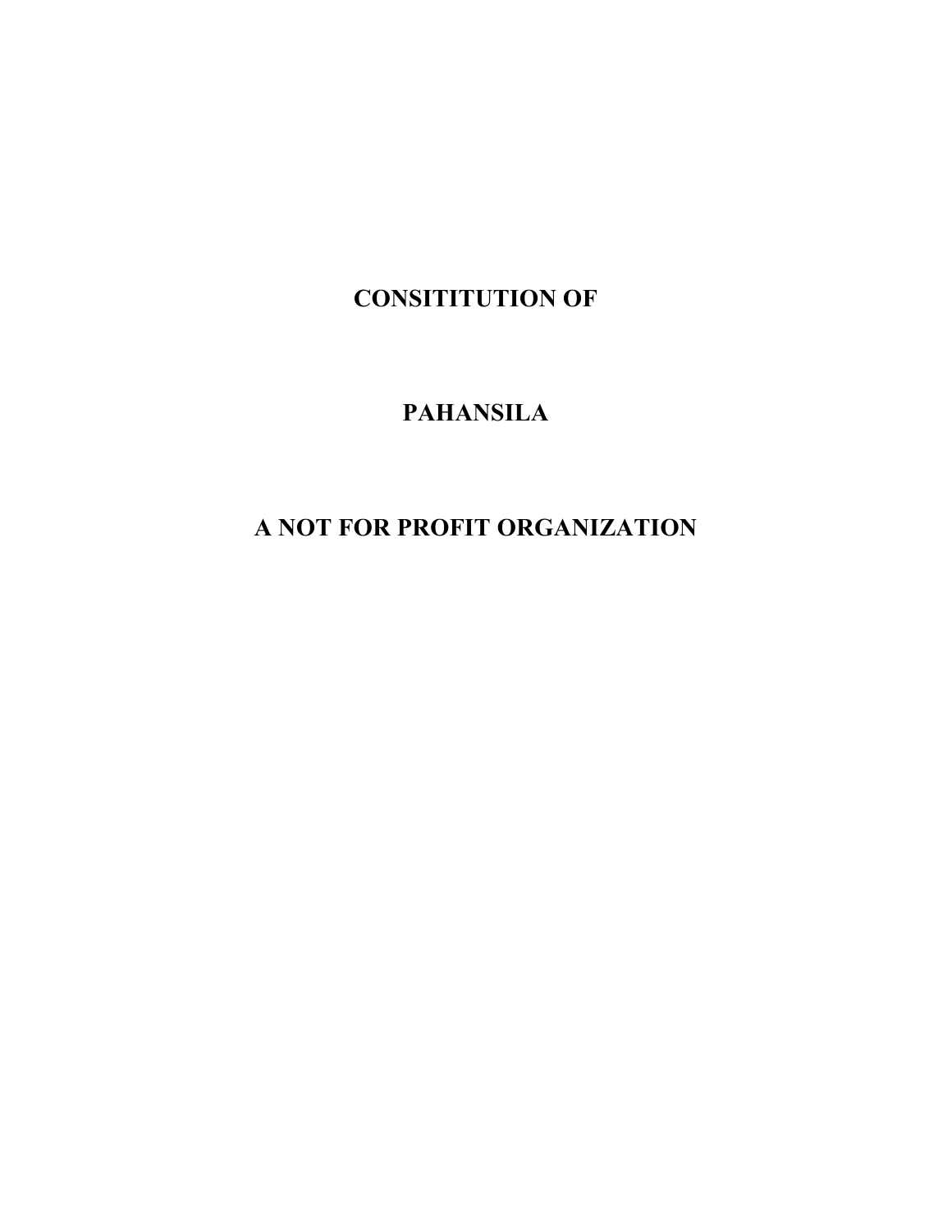# CONSITITUTION OF

# PAHANSILA

# A NOT FOR PROFIT ORGANIZATION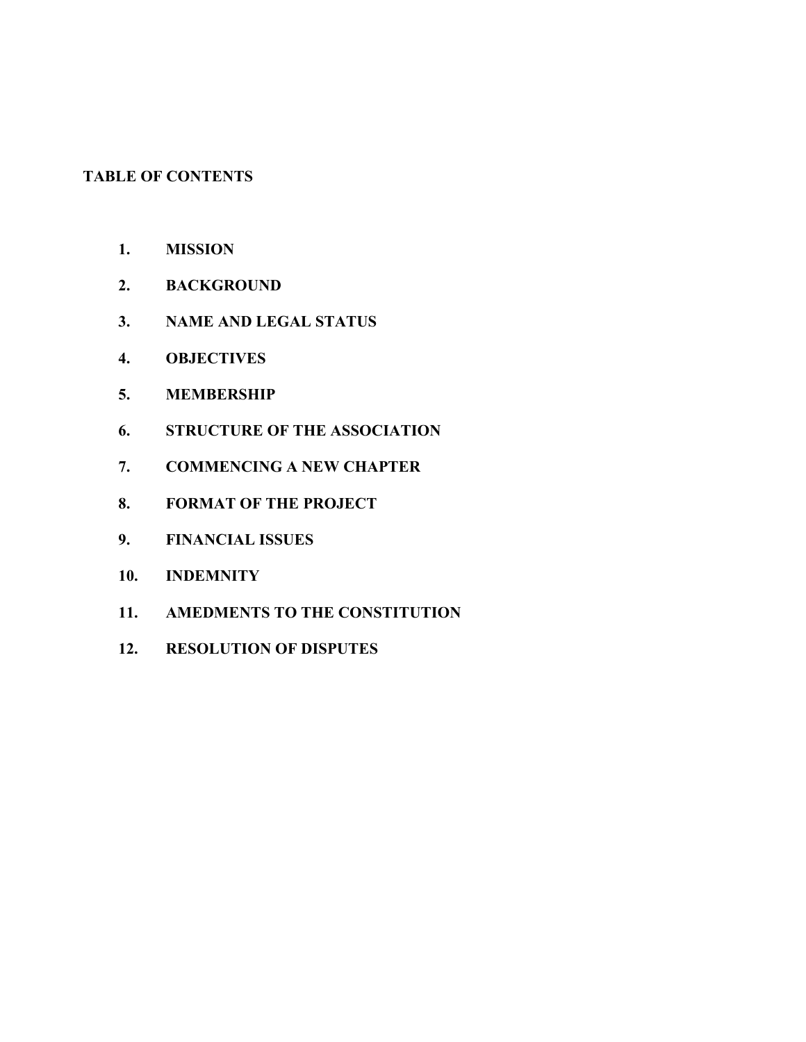**TABLE OF CONTENTS**

1. **MISSION**
2. **BACKGROUND**
3. **NAME AND LEGAL STATUS**
4. **OBJECTIVES**
5. **MEMBERSHIP**
6. **STRUCTURE OF THE ASSOCIATION**
7. **COMMENCING A NEW CHAPTER**
8. **FORMAT OF THE PROJECT**
9. **FINANCIAL ISSUES**
10. **INDEMNITY**
11. **AMEDMENTS TO THE CONSTITUTION**
12. **RESOLUTION OF DISPUTES**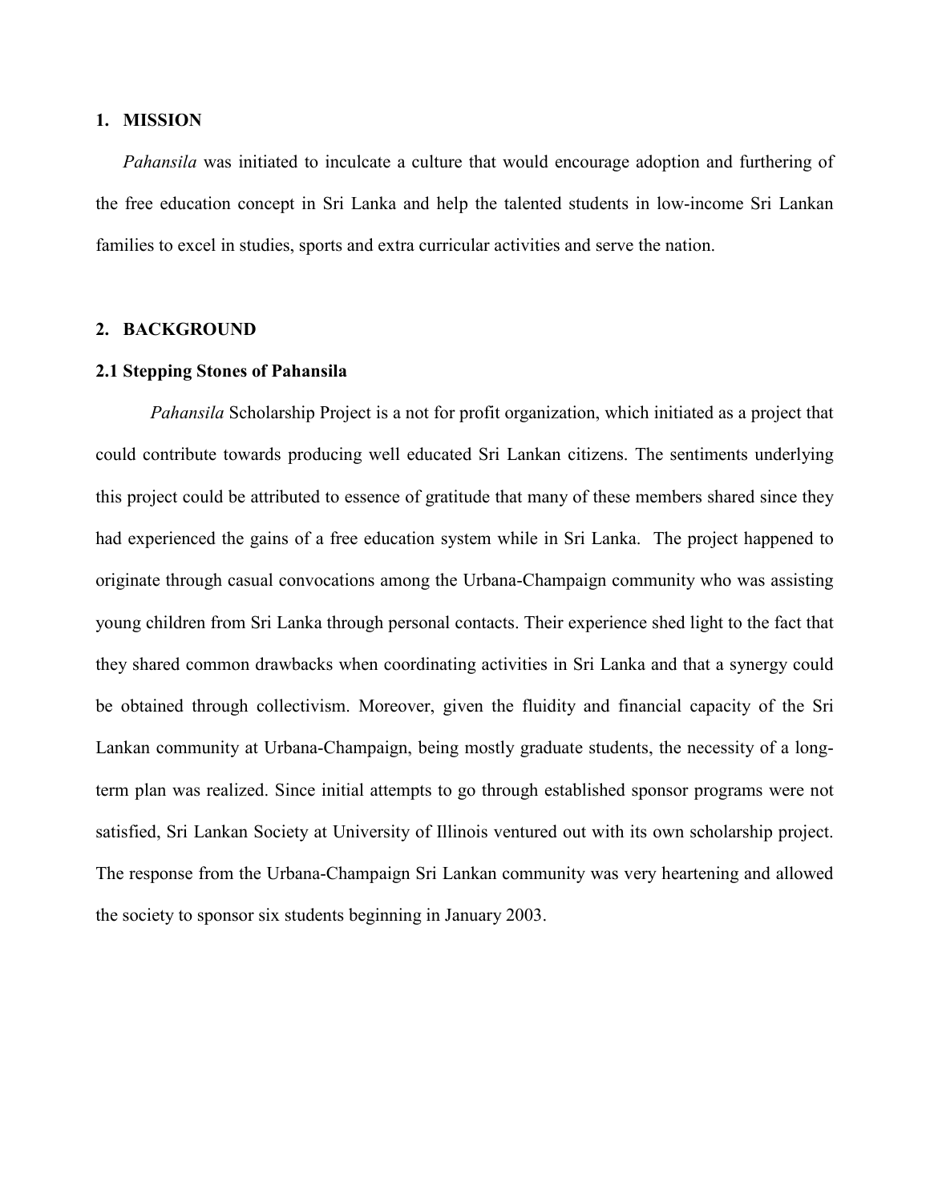## 1. MISSION

*Pahansila* was initiated to inculcate a culture that would encourage adoption and furthering of the free education concept in Sri Lanka and help the talented students in low-income Sri Lankan families to excel in studies, sports and extra curricular activities and serve the nation.

## 2. BACKGROUND

### 2.1 Stepping Stones of Pahansila

*Pahansila* Scholarship Project is a not for profit organization, which initiated as a project that could contribute towards producing well educated Sri Lankan citizens. The sentiments underlying this project could be attributed to essence of gratitude that many of these members shared since they had experienced the gains of a free education system while in Sri Lanka. The project happened to originate through casual convocations among the Urbana-Champaign community who was assisting young children from Sri Lanka through personal contacts. Their experience shed light to the fact that they shared common drawbacks when coordinating activities in Sri Lanka and that a synergy could be obtained through collectivism. Moreover, given the fluidity and financial capacity of the Sri Lankan community at Urbana-Champaign, being mostly graduate students, the necessity of a long-term plan was realized. Since initial attempts to go through established sponsor programs were not satisfied, Sri Lankan Society at University of Illinois ventured out with its own scholarship project. The response from the Urbana-Champaign Sri Lankan community was very heartening and allowed the society to sponsor six students beginning in January 2003.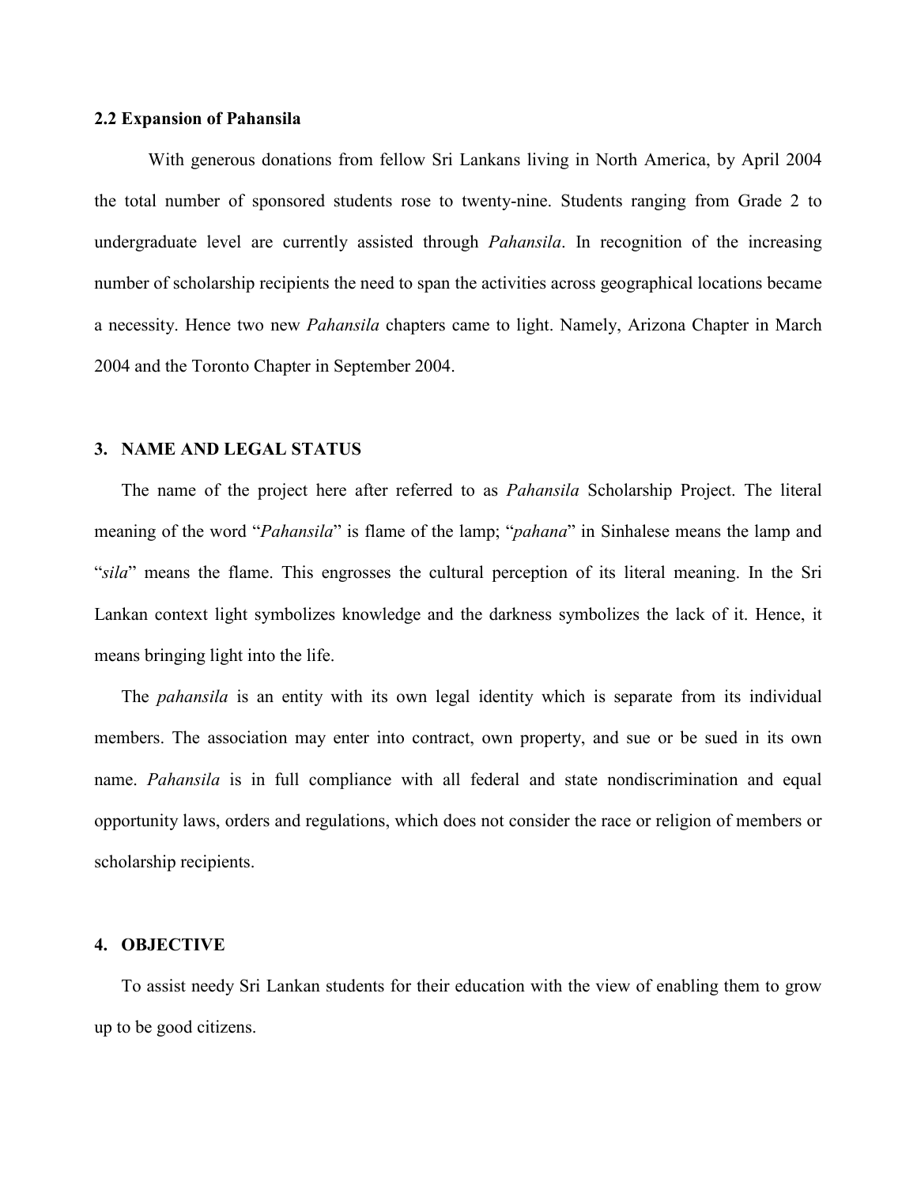### 2.2 Expansion of Pahansila

With generous donations from fellow Sri Lankans living in North America, by April 2004 the total number of sponsored students rose to twenty-nine. Students ranging from Grade 2 to undergraduate level are currently assisted through *Pahansila*. In recognition of the increasing number of scholarship recipients the need to span the activities across geographical locations became a necessity. Hence two new *Pahansila* chapters came to light. Namely, Arizona Chapter in March 2004 and the Toronto Chapter in September 2004.

## 3. NAME AND LEGAL STATUS

The name of the project here after referred to as *Pahansila* Scholarship Project. The literal meaning of the word "*Pahansila*" is flame of the lamp; "*pahana*" in Sinhalese means the lamp and "*sila*" means the flame. This engrosses the cultural perception of its literal meaning. In the Sri Lankan context light symbolizes knowledge and the darkness symbolizes the lack of it. Hence, it means bringing light into the life.

The *pahansila* is an entity with its own legal identity which is separate from its individual members. The association may enter into contract, own property, and sue or be sued in its own name. *Pahansila* is in full compliance with all federal and state nondiscrimination and equal opportunity laws, orders and regulations, which does not consider the race or religion of members or scholarship recipients.

## 4. OBJECTIVE

To assist needy Sri Lankan students for their education with the view of enabling them to grow up to be good citizens.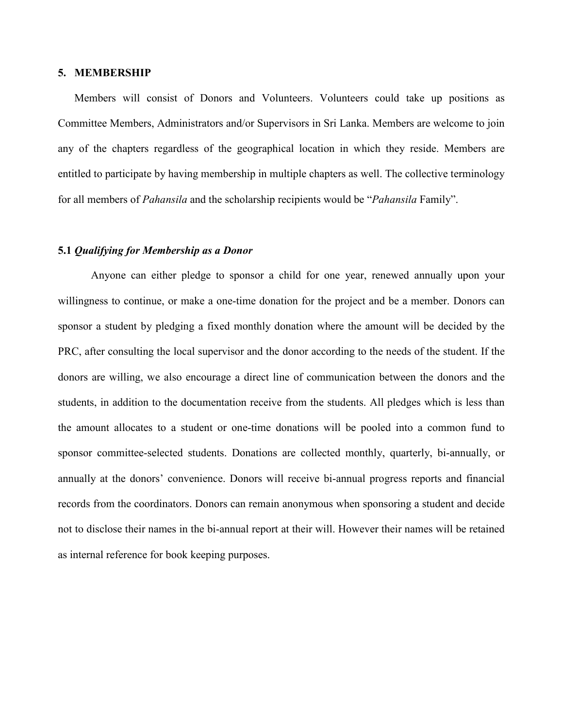## 5. MEMBERSHIP

Members will consist of Donors and Volunteers. Volunteers could take up positions as Committee Members, Administrators and/or Supervisors in Sri Lanka. Members are welcome to join any of the chapters regardless of the geographical location in which they reside. Members are entitled to participate by having membership in multiple chapters as well. The collective terminology for all members of *Pahansila* and the scholarship recipients would be "*Pahansila* Family".

### 5.1 *Qualifying for Membership as a Donor*

Anyone can either pledge to sponsor a child for one year, renewed annually upon your willingness to continue, or make a one-time donation for the project and be a member. Donors can sponsor a student by pledging a fixed monthly donation where the amount will be decided by the PRC, after consulting the local supervisor and the donor according to the needs of the student. If the donors are willing, we also encourage a direct line of communication between the donors and the students, in addition to the documentation receive from the students. All pledges which is less than the amount allocates to a student or one-time donations will be pooled into a common fund to sponsor committee-selected students. Donations are collected monthly, quarterly, bi-annually, or annually at the donors' convenience. Donors will receive bi-annual progress reports and financial records from the coordinators. Donors can remain anonymous when sponsoring a student and decide not to disclose their names in the bi-annual report at their will. However their names will be retained as internal reference for book keeping purposes.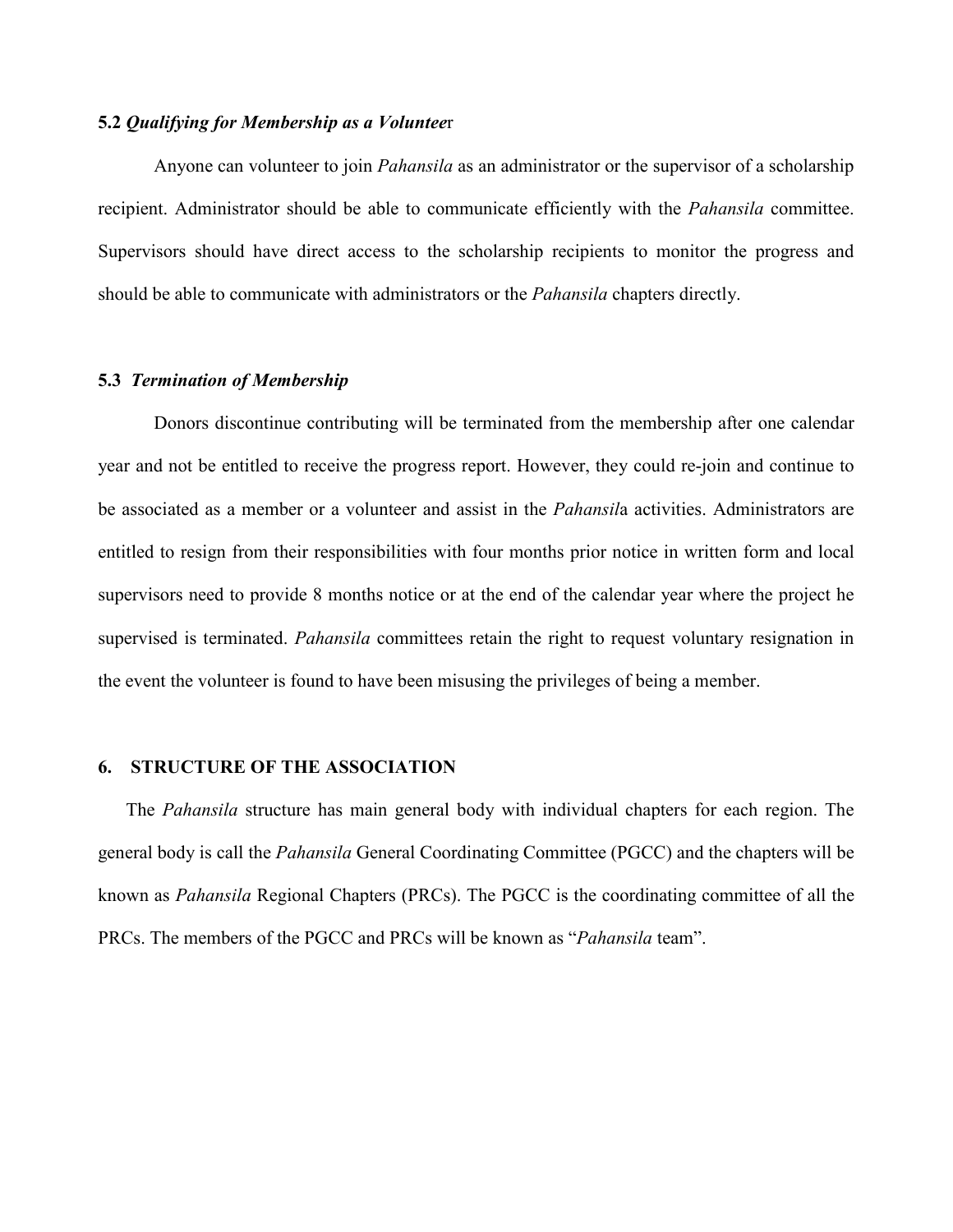### 5.2 *Qualifying for Membership as a Volunteer*

Anyone can volunteer to join *Pahansila* as an administrator or the supervisor of a scholarship recipient. Administrator should be able to communicate efficiently with the *Pahansila* committee. Supervisors should have direct access to the scholarship recipients to monitor the progress and should be able to communicate with administrators or the *Pahansila* chapters directly.

### 5.3 *Termination of Membership*

Donors discontinue contributing will be terminated from the membership after one calendar year and not be entitled to receive the progress report. However, they could re-join and continue to be associated as a member or a volunteer and assist in the *Pahansila* activities. Administrators are entitled to resign from their responsibilities with four months prior notice in written form and local supervisors need to provide 8 months notice or at the end of the calendar year where the project he supervised is terminated. *Pahansila* committees retain the right to request voluntary resignation in the event the volunteer is found to have been misusing the privileges of being a member.

## 6. STRUCTURE OF THE ASSOCIATION

The *Pahansila* structure has main general body with individual chapters for each region. The general body is call the *Pahansila* General Coordinating Committee (PGCC) and the chapters will be known as *Pahansila* Regional Chapters (PRCs). The PGCC is the coordinating committee of all the PRCs. The members of the PGCC and PRCs will be known as "*Pahansila* team".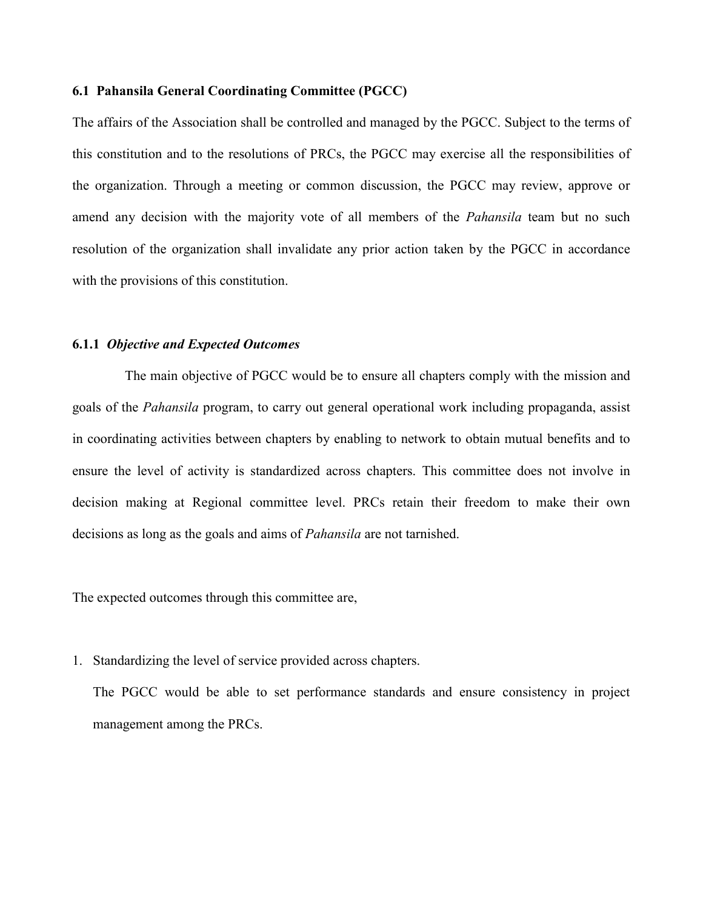### 6.1 Pahansila General Coordinating Committee (PGCC)

The affairs of the Association shall be controlled and managed by the PGCC. Subject to the terms of this constitution and to the resolutions of PRCs, the PGCC may exercise all the responsibilities of the organization. Through a meeting or common discussion, the PGCC may review, approve or amend any decision with the majority vote of all members of the *Pahansila* team but no such resolution of the organization shall invalidate any prior action taken by the PGCC in accordance with the provisions of this constitution.

#### 6.1.1 *Objective and Expected Outcomes*

The main objective of PGCC would be to ensure all chapters comply with the mission and goals of the *Pahansila* program, to carry out general operational work including propaganda, assist in coordinating activities between chapters by enabling to network to obtain mutual benefits and to ensure the level of activity is standardized across chapters. This committee does not involve in decision making at Regional committee level. PRCs retain their freedom to make their own decisions as long as the goals and aims of *Pahansila* are not tarnished.

The expected outcomes through this committee are,

1. Standardizing the level of service provided across chapters.

   The PGCC would be able to set performance standards and ensure consistency in project management among the PRCs.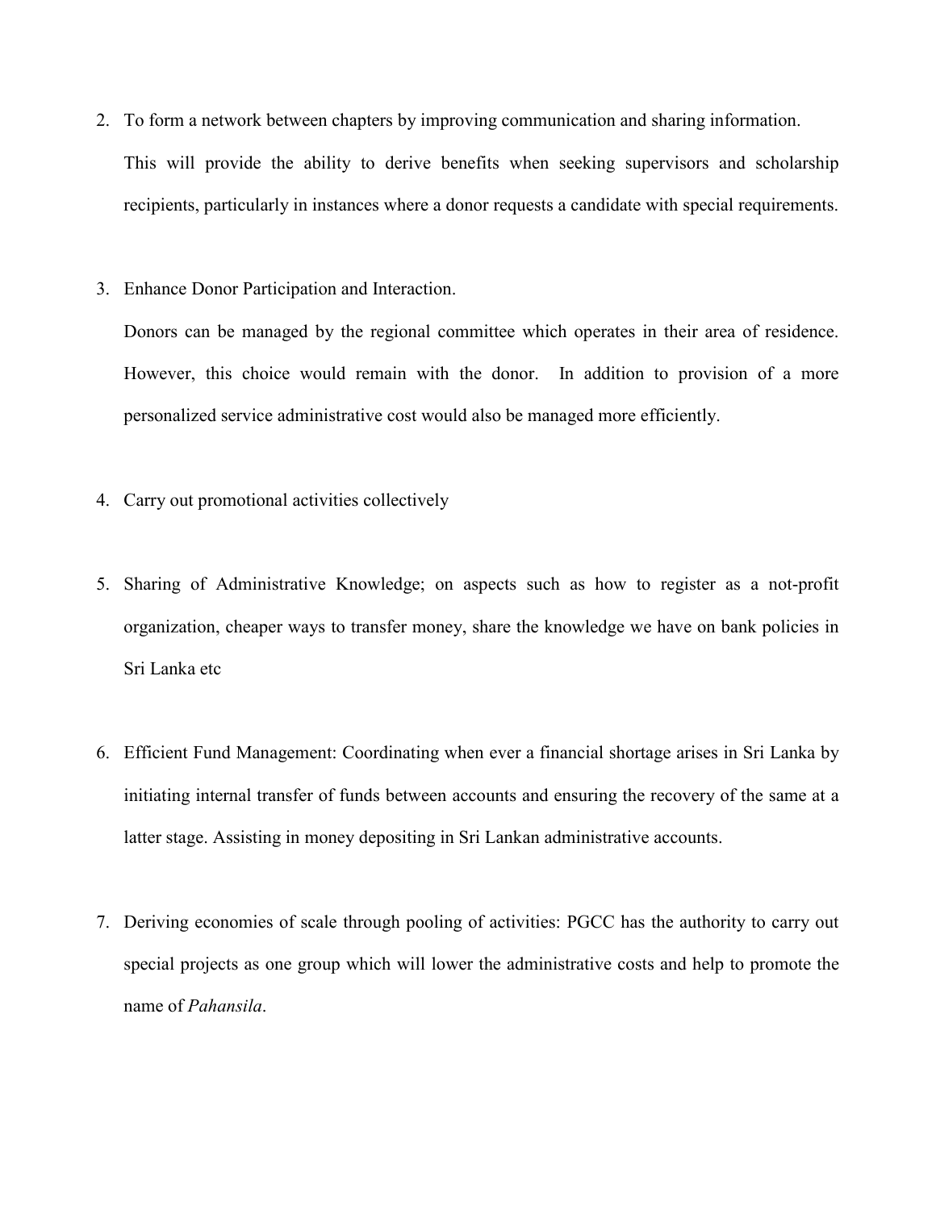2. To form a network between chapters by improving communication and sharing information.

   This will provide the ability to derive benefits when seeking supervisors and scholarship recipients, particularly in instances where a donor requests a candidate with special requirements.

3. Enhance Donor Participation and Interaction.

   Donors can be managed by the regional committee which operates in their area of residence. However, this choice would remain with the donor. In addition to provision of a more personalized service administrative cost would also be managed more efficiently.

4. Carry out promotional activities collectively

5. Sharing of Administrative Knowledge; on aspects such as how to register as a not-profit organization, cheaper ways to transfer money, share the knowledge we have on bank policies in Sri Lanka etc

6. Efficient Fund Management: Coordinating when ever a financial shortage arises in Sri Lanka by initiating internal transfer of funds between accounts and ensuring the recovery of the same at a latter stage. Assisting in money depositing in Sri Lankan administrative accounts.

7. Deriving economies of scale through pooling of activities: PGCC has the authority to carry out special projects as one group which will lower the administrative costs and help to promote the name of *Pahansila*.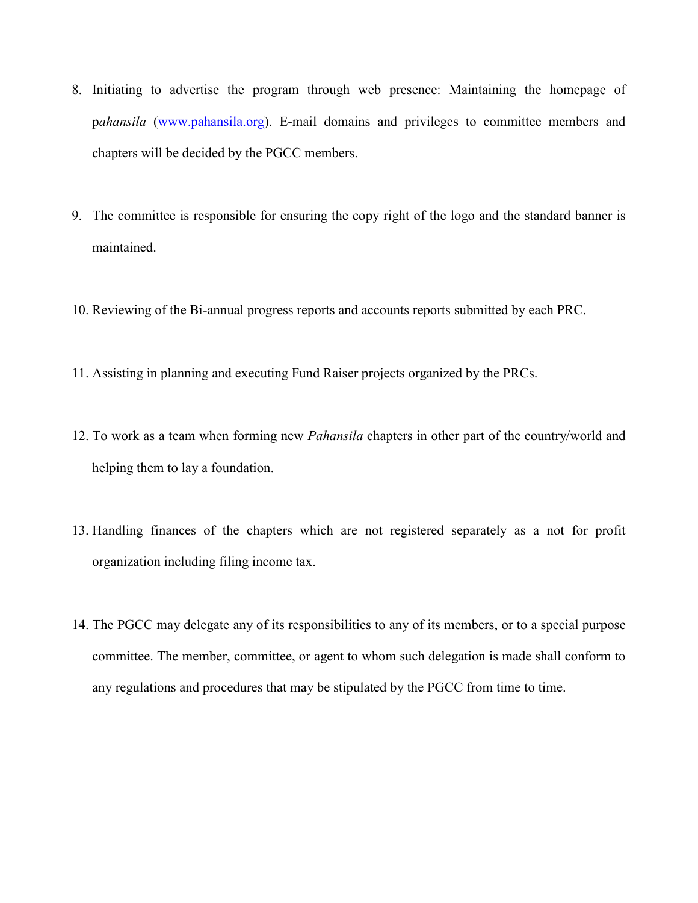8. Initiating to advertise the program through web presence: Maintaining the homepage of p*ahansila* (www.pahansila.org). E-mail domains and privileges to committee members and chapters will be decided by the PGCC members.

9. The committee is responsible for ensuring the copy right of the logo and the standard banner is maintained.

10. Reviewing of the Bi-annual progress reports and accounts reports submitted by each PRC.

11. Assisting in planning and executing Fund Raiser projects organized by the PRCs.

12. To work as a team when forming new *Pahansila* chapters in other part of the country/world and helping them to lay a foundation.

13. Handling finances of the chapters which are not registered separately as a not for profit organization including filing income tax.

14. The PGCC may delegate any of its responsibilities to any of its members, or to a special purpose committee. The member, committee, or agent to whom such delegation is made shall conform to any regulations and procedures that may be stipulated by the PGCC from time to time.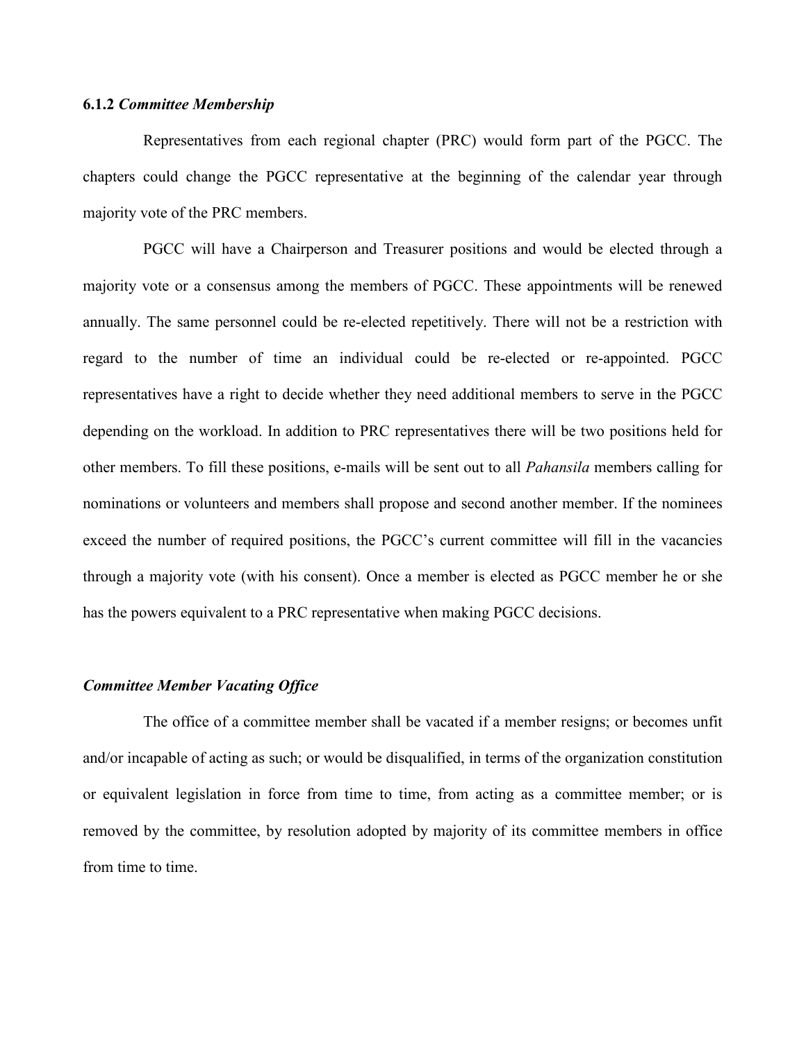### 6.1.2 *Committee Membership*

Representatives from each regional chapter (PRC) would form part of the PGCC. The chapters could change the PGCC representative at the beginning of the calendar year through majority vote of the PRC members.

PGCC will have a Chairperson and Treasurer positions and would be elected through a majority vote or a consensus among the members of PGCC. These appointments will be renewed annually. The same personnel could be re-elected repetitively. There will not be a restriction with regard to the number of time an individual could be re-elected or re-appointed. PGCC representatives have a right to decide whether they need additional members to serve in the PGCC depending on the workload. In addition to PRC representatives there will be two positions held for other members. To fill these positions, e-mails will be sent out to all *Pahansila* members calling for nominations or volunteers and members shall propose and second another member. If the nominees exceed the number of required positions, the PGCC's current committee will fill in the vacancies through a majority vote (with his consent). Once a member is elected as PGCC member he or she has the powers equivalent to a PRC representative when making PGCC decisions.

#### *Committee Member Vacating Office*

The office of a committee member shall be vacated if a member resigns; or becomes unfit and/or incapable of acting as such; or would be disqualified, in terms of the organization constitution or equivalent legislation in force from time to time, from acting as a committee member; or is removed by the committee, by resolution adopted by majority of its committee members in office from time to time.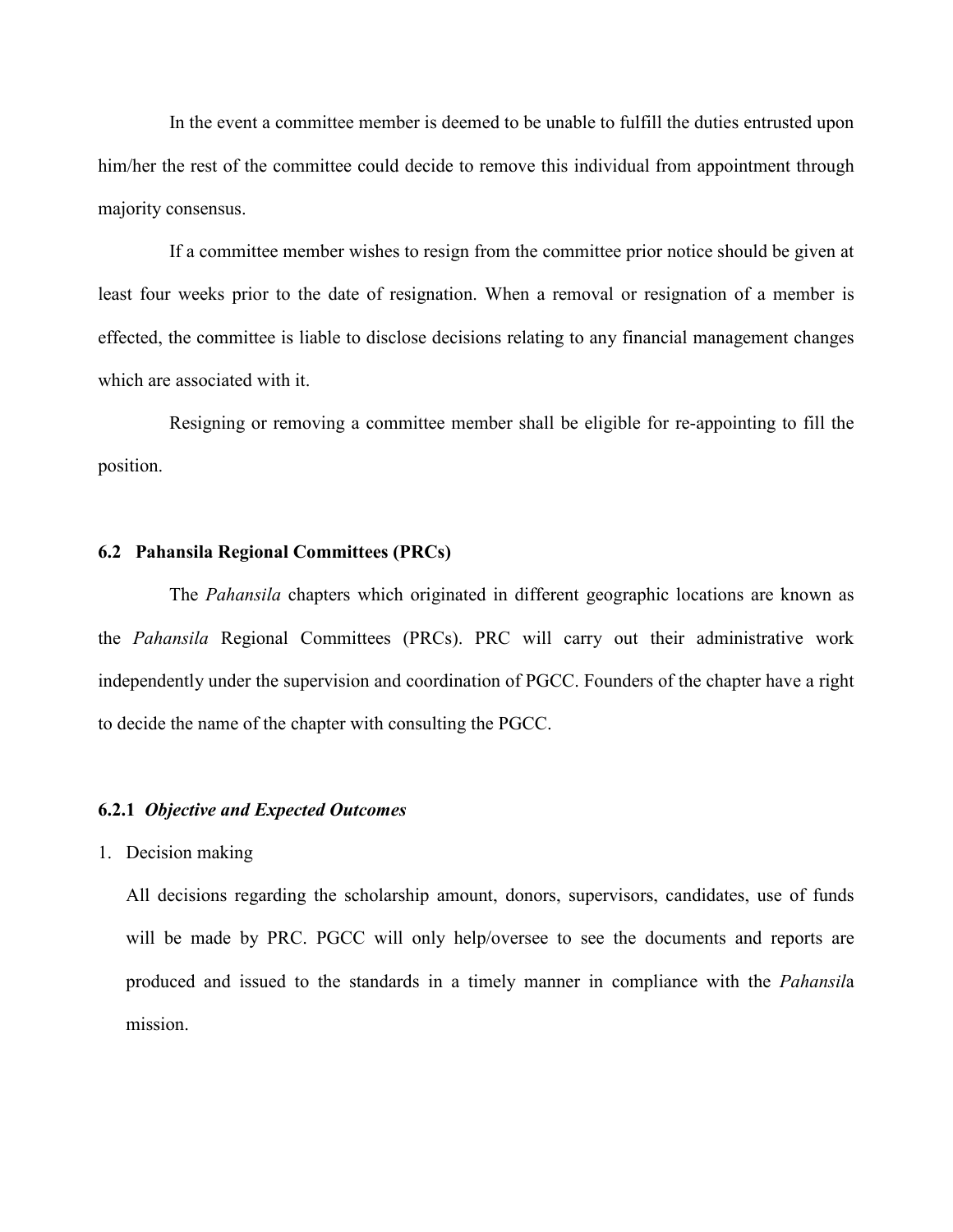In the event a committee member is deemed to be unable to fulfill the duties entrusted upon him/her the rest of the committee could decide to remove this individual from appointment through majority consensus.

If a committee member wishes to resign from the committee prior notice should be given at least four weeks prior to the date of resignation. When a removal or resignation of a member is effected, the committee is liable to disclose decisions relating to any financial management changes which are associated with it.

Resigning or removing a committee member shall be eligible for re-appointing to fill the position.

### 6.2 Pahansila Regional Committees (PRCs)

The *Pahansila* chapters which originated in different geographic locations are known as the *Pahansila* Regional Committees (PRCs). PRC will carry out their administrative work independently under the supervision and coordination of PGCC. Founders of the chapter have a right to decide the name of the chapter with consulting the PGCC.

#### 6.2.1 *Objective and Expected Outcomes*

1. Decision making

   All decisions regarding the scholarship amount, donors, supervisors, candidates, use of funds will be made by PRC. PGCC will only help/oversee to see the documents and reports are produced and issued to the standards in a timely manner in compliance with the *Pahansil*a mission.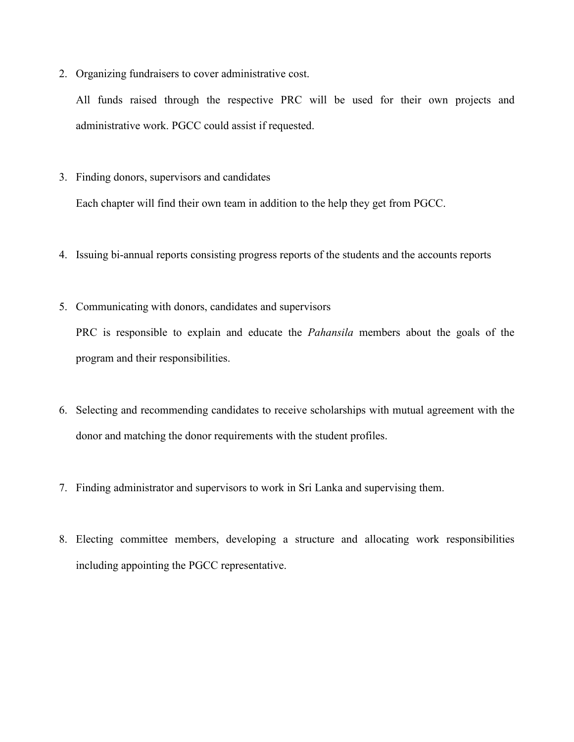2. Organizing fundraisers to cover administrative cost.

   All funds raised through the respective PRC will be used for their own projects and administrative work. PGCC could assist if requested.

3. Finding donors, supervisors and candidates

   Each chapter will find their own team in addition to the help they get from PGCC.

4. Issuing bi-annual reports consisting progress reports of the students and the accounts reports

5. Communicating with donors, candidates and supervisors

   PRC is responsible to explain and educate the *Pahansila* members about the goals of the program and their responsibilities.

6. Selecting and recommending candidates to receive scholarships with mutual agreement with the donor and matching the donor requirements with the student profiles.

7. Finding administrator and supervisors to work in Sri Lanka and supervising them.

8. Electing committee members, developing a structure and allocating work responsibilities including appointing the PGCC representative.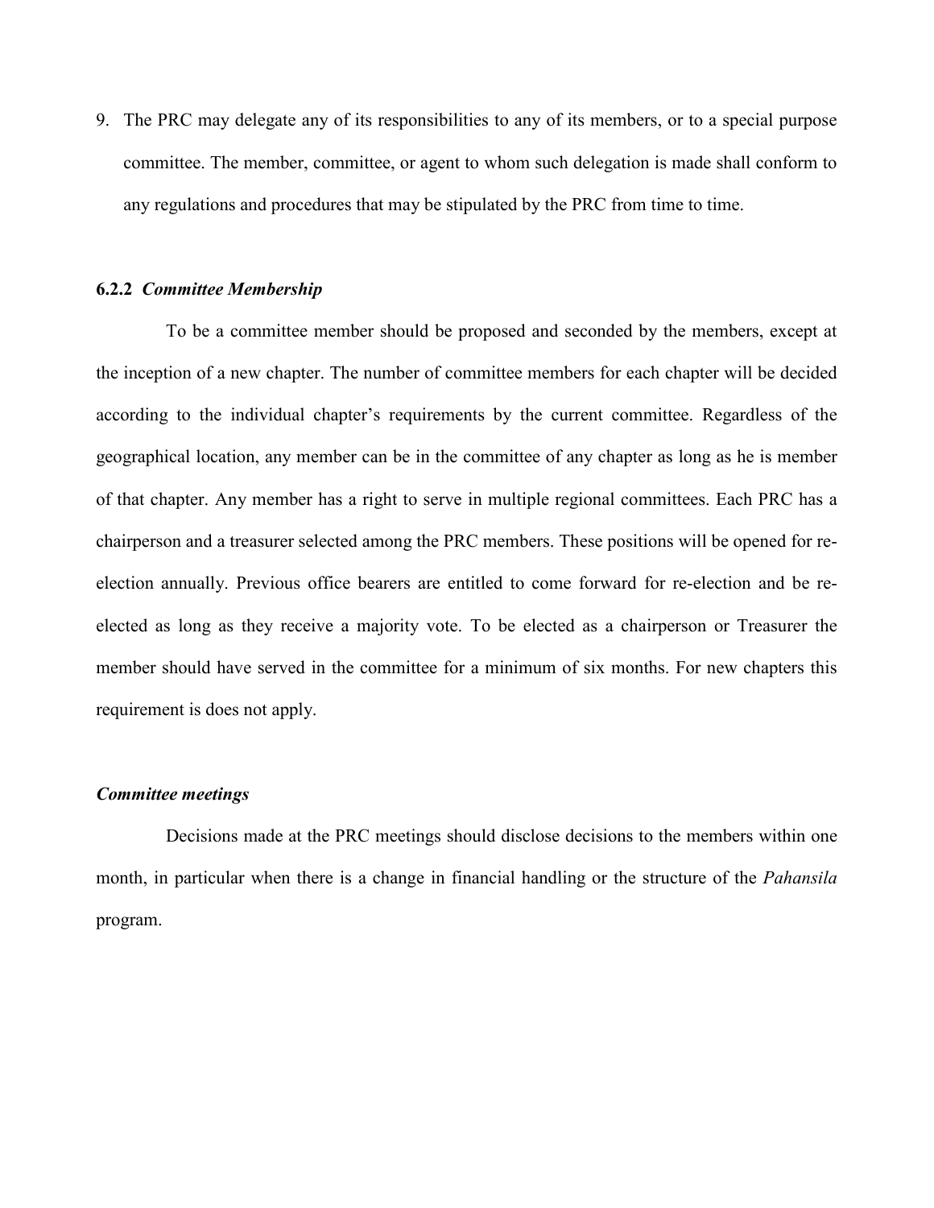9. The PRC may delegate any of its responsibilities to any of its members, or to a special purpose committee. The member, committee, or agent to whom such delegation is made shall conform to any regulations and procedures that may be stipulated by the PRC from time to time.

#### 6.2.2 *Committee Membership*

To be a committee member should be proposed and seconded by the members, except at the inception of a new chapter. The number of committee members for each chapter will be decided according to the individual chapter's requirements by the current committee. Regardless of the geographical location, any member can be in the committee of any chapter as long as he is member of that chapter. Any member has a right to serve in multiple regional committees. Each PRC has a chairperson and a treasurer selected among the PRC members. These positions will be opened for re-election annually. Previous office bearers are entitled to come forward for re-election and be re-elected as long as they receive a majority vote. To be elected as a chairperson or Treasurer the member should have served in the committee for a minimum of six months. For new chapters this requirement is does not apply.

#### *Committee meetings*

Decisions made at the PRC meetings should disclose decisions to the members within one month, in particular when there is a change in financial handling or the structure of the *Pahansila* program.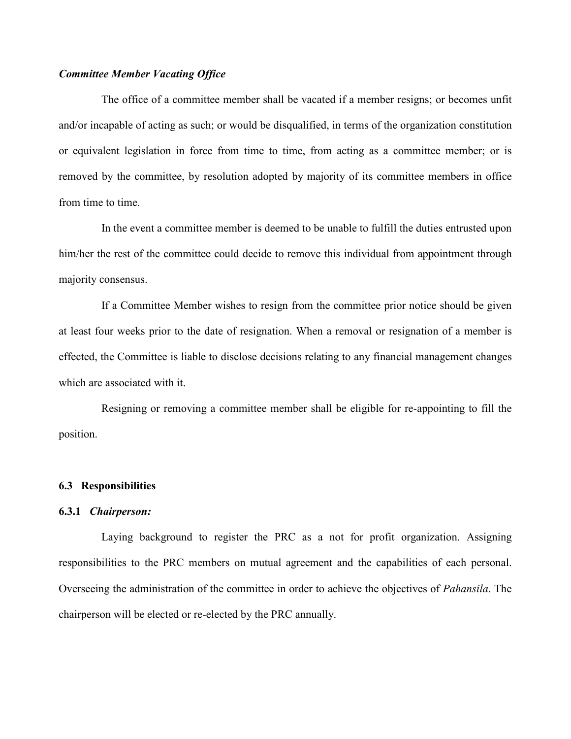***Committee Member Vacating Office***

The office of a committee member shall be vacated if a member resigns; or becomes unfit and/or incapable of acting as such; or would be disqualified, in terms of the organization constitution or equivalent legislation in force from time to time, from acting as a committee member; or is removed by the committee, by resolution adopted by majority of its committee members in office from time to time.

In the event a committee member is deemed to be unable to fulfill the duties entrusted upon him/her the rest of the committee could decide to remove this individual from appointment through majority consensus.

If a Committee Member wishes to resign from the committee prior notice should be given at least four weeks prior to the date of resignation. When a removal or resignation of a member is effected, the Committee is liable to disclose decisions relating to any financial management changes which are associated with it.

Resigning or removing a committee member shall be eligible for re-appointing to fill the position.

### 6.3 Responsibilities

#### 6.3.1 *Chairperson:*

Laying background to register the PRC as a not for profit organization. Assigning responsibilities to the PRC members on mutual agreement and the capabilities of each personal. Overseeing the administration of the committee in order to achieve the objectives of *Pahansila*. The chairperson will be elected or re-elected by the PRC annually.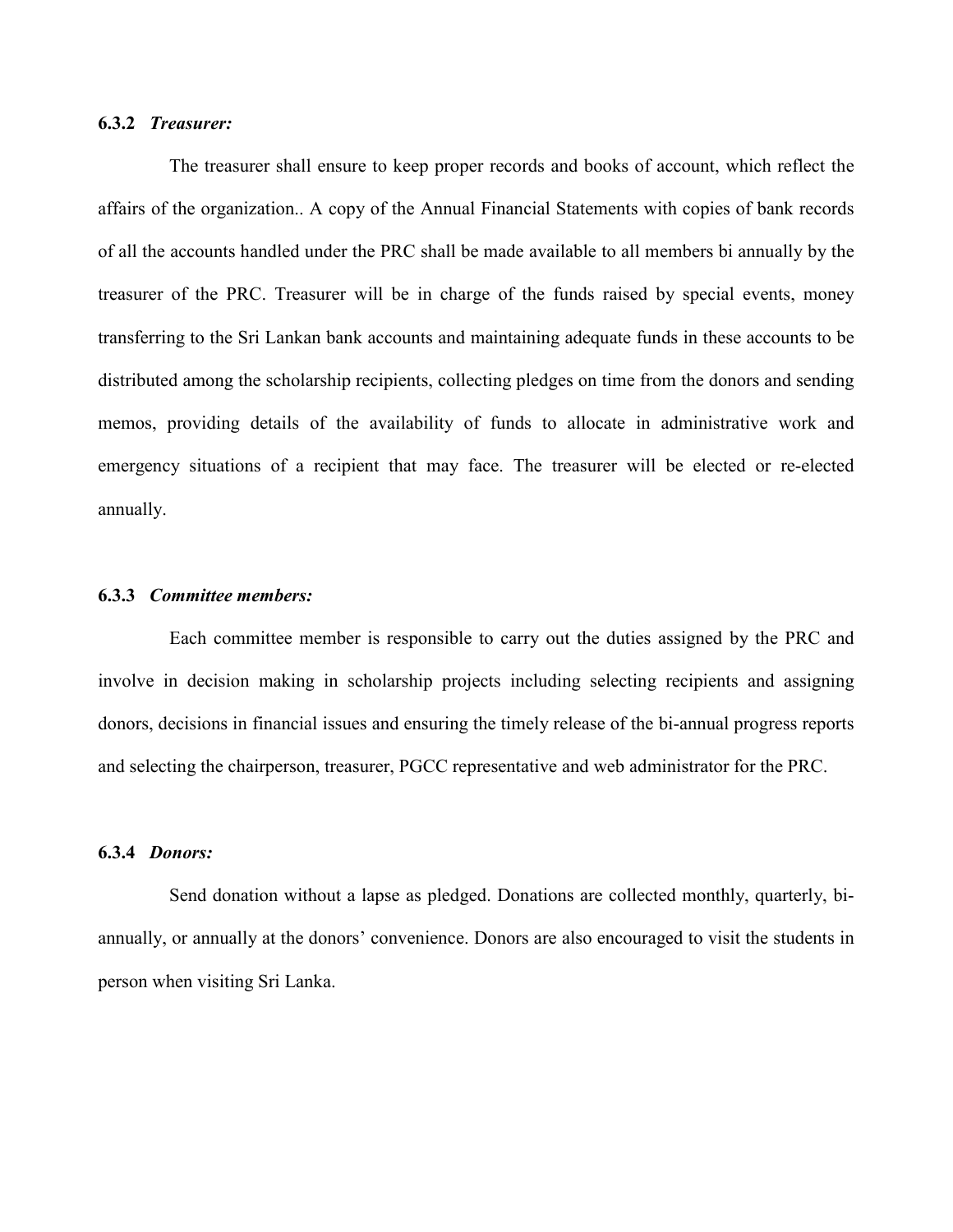#### 6.3.2 *Treasurer:*

The treasurer shall ensure to keep proper records and books of account, which reflect the affairs of the organization.. A copy of the Annual Financial Statements with copies of bank records of all the accounts handled under the PRC shall be made available to all members bi annually by the treasurer of the PRC. Treasurer will be in charge of the funds raised by special events, money transferring to the Sri Lankan bank accounts and maintaining adequate funds in these accounts to be distributed among the scholarship recipients, collecting pledges on time from the donors and sending memos, providing details of the availability of funds to allocate in administrative work and emergency situations of a recipient that may face. The treasurer will be elected or re-elected annually.

#### 6.3.3 *Committee members:*

Each committee member is responsible to carry out the duties assigned by the PRC and involve in decision making in scholarship projects including selecting recipients and assigning donors, decisions in financial issues and ensuring the timely release of the bi-annual progress reports and selecting the chairperson, treasurer, PGCC representative and web administrator for the PRC.

#### 6.3.4 *Donors:*

Send donation without a lapse as pledged. Donations are collected monthly, quarterly, bi-annually, or annually at the donors' convenience. Donors are also encouraged to visit the students in person when visiting Sri Lanka.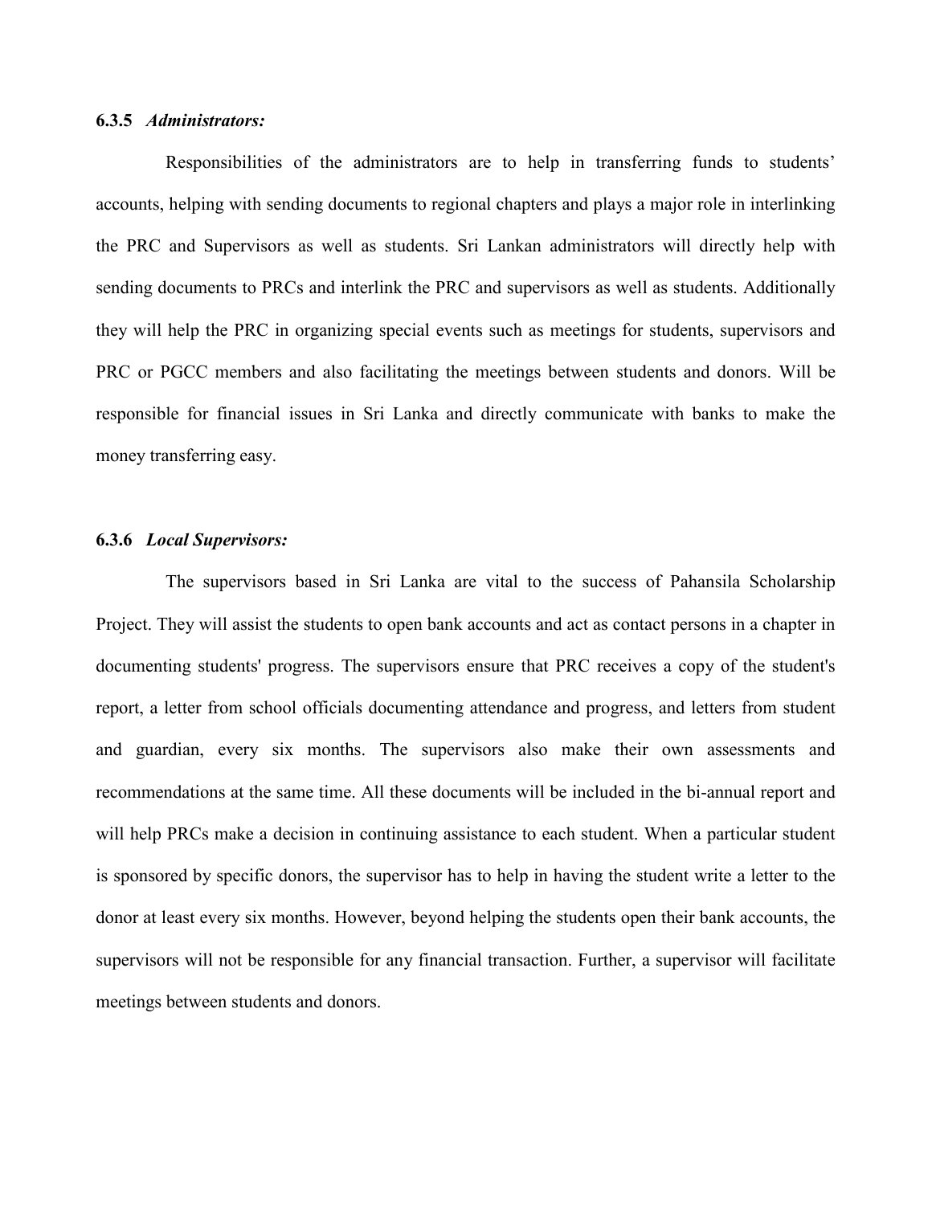### 6.3.5 *Administrators:*

Responsibilities of the administrators are to help in transferring funds to students' accounts, helping with sending documents to regional chapters and plays a major role in interlinking the PRC and Supervisors as well as students. Sri Lankan administrators will directly help with sending documents to PRCs and interlink the PRC and supervisors as well as students. Additionally they will help the PRC in organizing special events such as meetings for students, supervisors and PRC or PGCC members and also facilitating the meetings between students and donors. Will be responsible for financial issues in Sri Lanka and directly communicate with banks to make the money transferring easy.

### 6.3.6 *Local Supervisors:*

The supervisors based in Sri Lanka are vital to the success of Pahansila Scholarship Project. They will assist the students to open bank accounts and act as contact persons in a chapter in documenting students' progress. The supervisors ensure that PRC receives a copy of the student's report, a letter from school officials documenting attendance and progress, and letters from student and guardian, every six months. The supervisors also make their own assessments and recommendations at the same time. All these documents will be included in the bi-annual report and will help PRCs make a decision in continuing assistance to each student. When a particular student is sponsored by specific donors, the supervisor has to help in having the student write a letter to the donor at least every six months. However, beyond helping the students open their bank accounts, the supervisors will not be responsible for any financial transaction. Further, a supervisor will facilitate meetings between students and donors.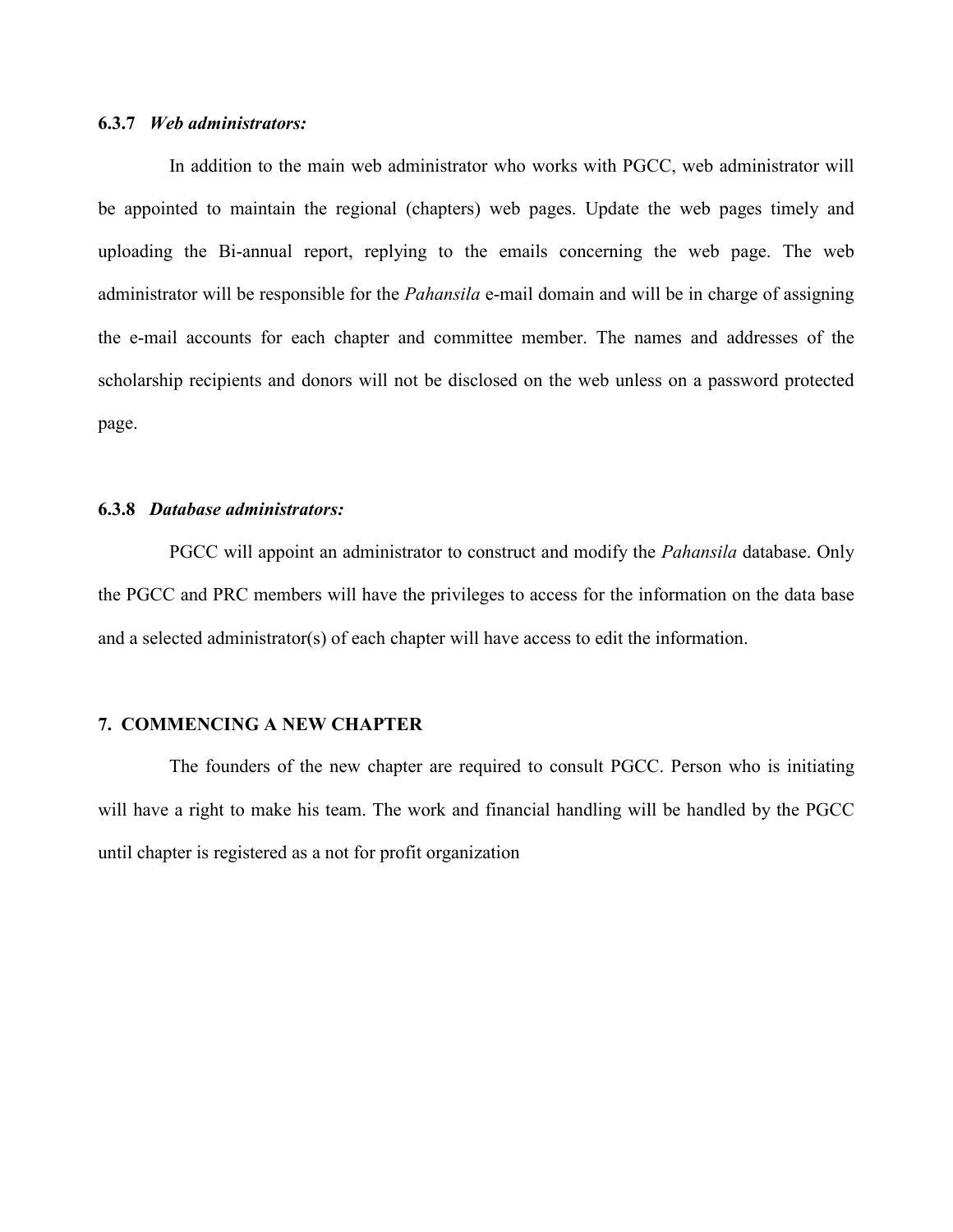### 6.3.7 *Web administrators:*

In addition to the main web administrator who works with PGCC, web administrator will be appointed to maintain the regional (chapters) web pages. Update the web pages timely and uploading the Bi-annual report, replying to the emails concerning the web page. The web administrator will be responsible for the *Pahansila* e-mail domain and will be in charge of assigning the e-mail accounts for each chapter and committee member. The names and addresses of the scholarship recipients and donors will not be disclosed on the web unless on a password protected page.

### 6.3.8 *Database administrators:*

PGCC will appoint an administrator to construct and modify the *Pahansila* database. Only the PGCC and PRC members will have the privileges to access for the information on the data base and a selected administrator(s) of each chapter will have access to edit the information.

## 7. COMMENCING A NEW CHAPTER

The founders of the new chapter are required to consult PGCC. Person who is initiating will have a right to make his team. The work and financial handling will be handled by the PGCC until chapter is registered as a not for profit organization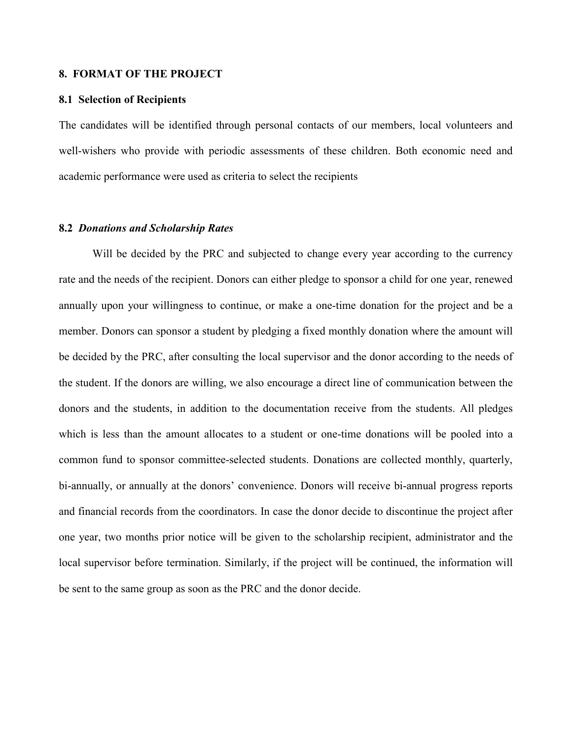## 8. FORMAT OF THE PROJECT

### 8.1 Selection of Recipients

The candidates will be identified through personal contacts of our members, local volunteers and well-wishers who provide with periodic assessments of these children. Both economic need and academic performance were used as criteria to select the recipients

### 8.2 *Donations and Scholarship Rates*

Will be decided by the PRC and subjected to change every year according to the currency rate and the needs of the recipient. Donors can either pledge to sponsor a child for one year, renewed annually upon your willingness to continue, or make a one-time donation for the project and be a member. Donors can sponsor a student by pledging a fixed monthly donation where the amount will be decided by the PRC, after consulting the local supervisor and the donor according to the needs of the student. If the donors are willing, we also encourage a direct line of communication between the donors and the students, in addition to the documentation receive from the students. All pledges which is less than the amount allocates to a student or one-time donations will be pooled into a common fund to sponsor committee-selected students. Donations are collected monthly, quarterly, bi-annually, or annually at the donors' convenience. Donors will receive bi-annual progress reports and financial records from the coordinators. In case the donor decide to discontinue the project after one year, two months prior notice will be given to the scholarship recipient, administrator and the local supervisor before termination. Similarly, if the project will be continued, the information will be sent to the same group as soon as the PRC and the donor decide.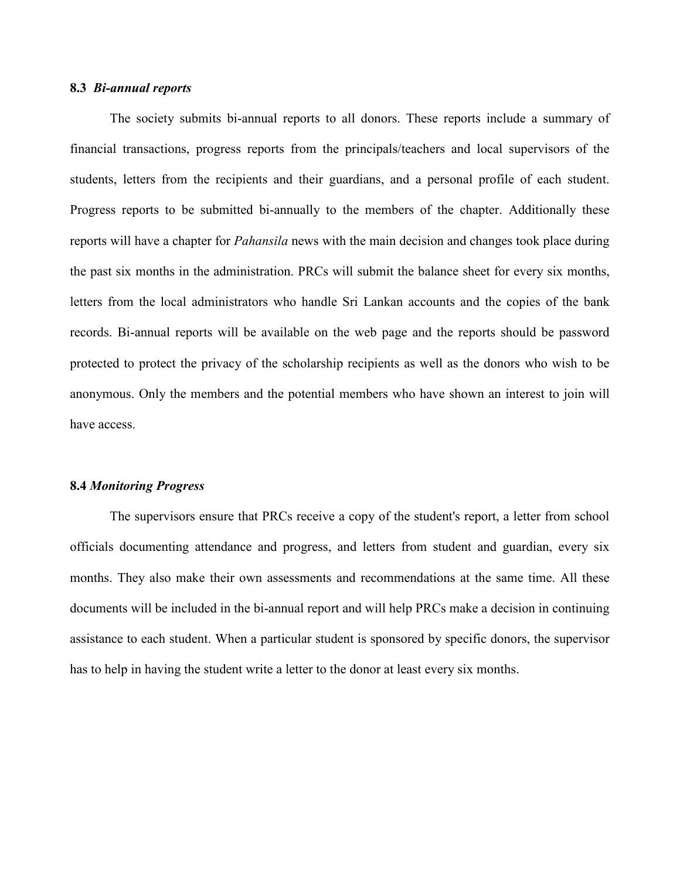### 8.3 *Bi-annual reports*

The society submits bi-annual reports to all donors. These reports include a summary of financial transactions, progress reports from the principals/teachers and local supervisors of the students, letters from the recipients and their guardians, and a personal profile of each student. Progress reports to be submitted bi-annually to the members of the chapter. Additionally these reports will have a chapter for *Pahansila* news with the main decision and changes took place during the past six months in the administration. PRCs will submit the balance sheet for every six months, letters from the local administrators who handle Sri Lankan accounts and the copies of the bank records. Bi-annual reports will be available on the web page and the reports should be password protected to protect the privacy of the scholarship recipients as well as the donors who wish to be anonymous. Only the members and the potential members who have shown an interest to join will have access.

### 8.4 *Monitoring Progress*

The supervisors ensure that PRCs receive a copy of the student's report, a letter from school officials documenting attendance and progress, and letters from student and guardian, every six months. They also make their own assessments and recommendations at the same time. All these documents will be included in the bi-annual report and will help PRCs make a decision in continuing assistance to each student. When a particular student is sponsored by specific donors, the supervisor has to help in having the student write a letter to the donor at least every six months.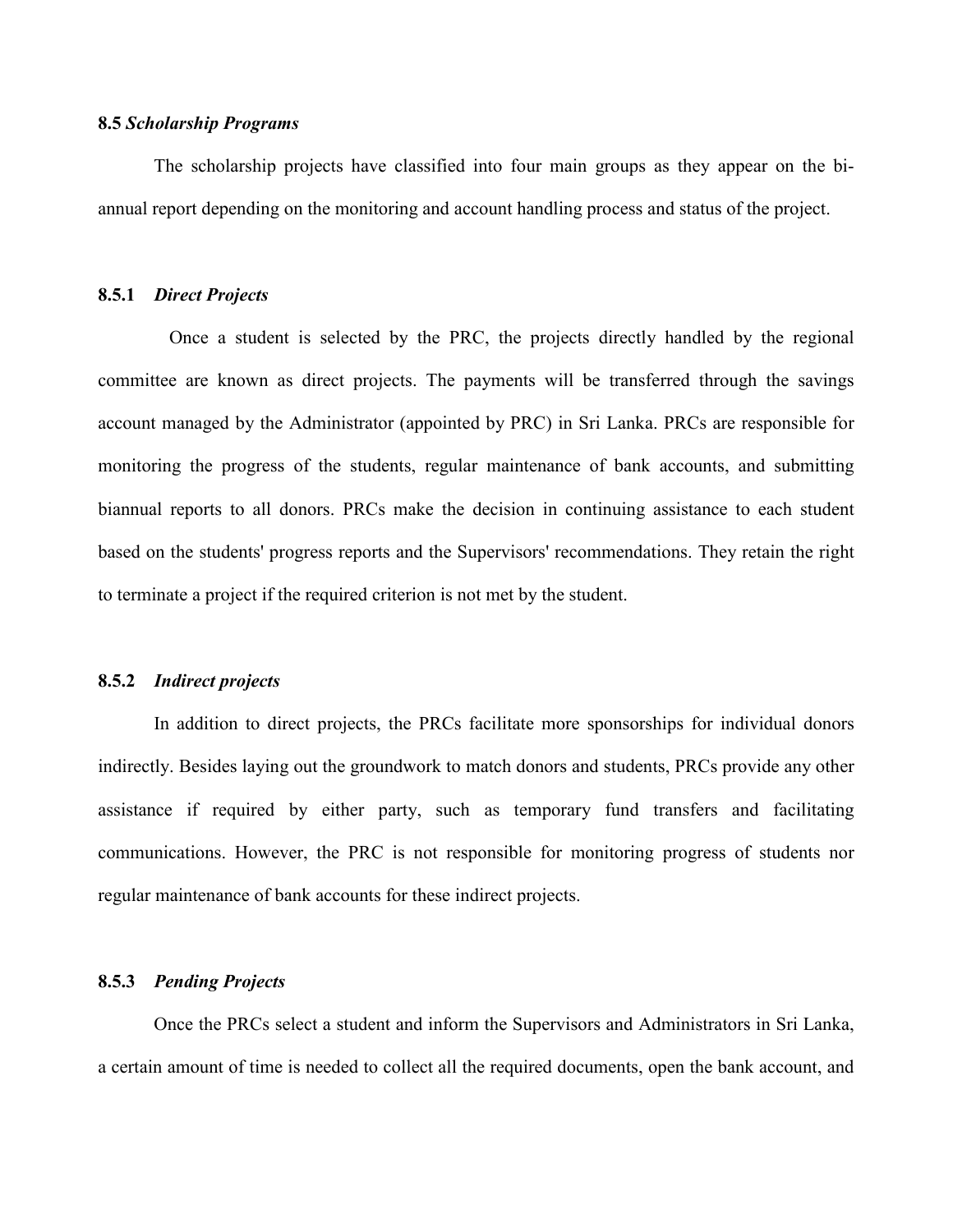### 8.5 *Scholarship Programs*

The scholarship projects have classified into four main groups as they appear on the bi-annual report depending on the monitoring and account handling process and status of the project.

#### 8.5.1 *Direct Projects*

Once a student is selected by the PRC, the projects directly handled by the regional committee are known as direct projects. The payments will be transferred through the savings account managed by the Administrator (appointed by PRC) in Sri Lanka. PRCs are responsible for monitoring the progress of the students, regular maintenance of bank accounts, and submitting biannual reports to all donors. PRCs make the decision in continuing assistance to each student based on the students' progress reports and the Supervisors' recommendations. They retain the right to terminate a project if the required criterion is not met by the student.

#### 8.5.2 *Indirect projects*

In addition to direct projects, the PRCs facilitate more sponsorships for individual donors indirectly. Besides laying out the groundwork to match donors and students, PRCs provide any other assistance if required by either party, such as temporary fund transfers and facilitating communications. However, the PRC is not responsible for monitoring progress of students nor regular maintenance of bank accounts for these indirect projects.

#### 8.5.3 *Pending Projects*

Once the PRCs select a student and inform the Supervisors and Administrators in Sri Lanka, a certain amount of time is needed to collect all the required documents, open the bank account, and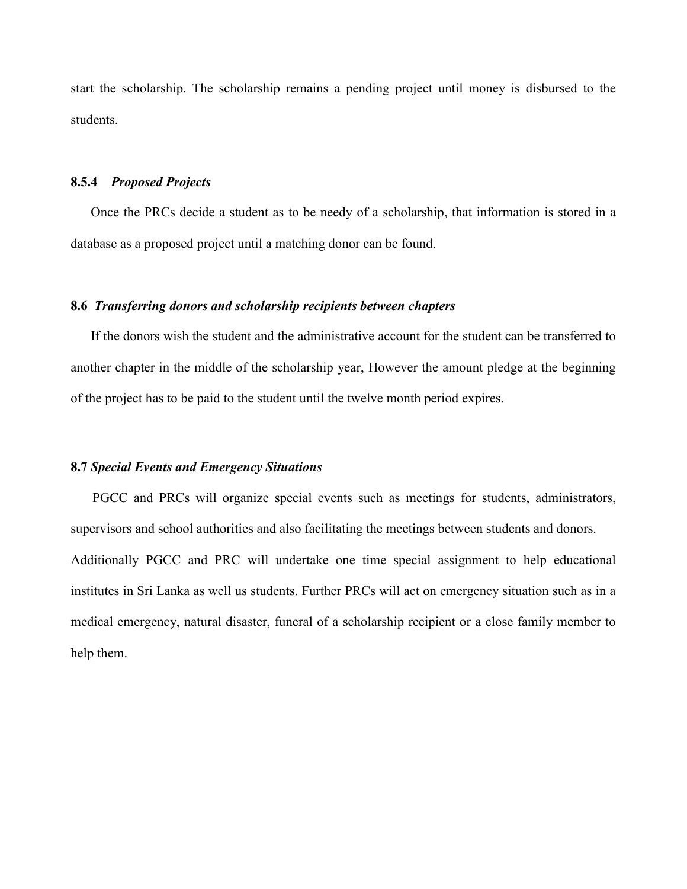start the scholarship. The scholarship remains a pending project until money is disbursed to the students.

#### 8.5.4 *Proposed Projects*

Once the PRCs decide a student as to be needy of a scholarship, that information is stored in a database as a proposed project until a matching donor can be found.

### 8.6 *Transferring donors and scholarship recipients between chapters*

If the donors wish the student and the administrative account for the student can be transferred to another chapter in the middle of the scholarship year, However the amount pledge at the beginning of the project has to be paid to the student until the twelve month period expires.

### 8.7 *Special Events and Emergency Situations*

PGCC and PRCs will organize special events such as meetings for students, administrators, supervisors and school authorities and also facilitating the meetings between students and donors. Additionally PGCC and PRC will undertake one time special assignment to help educational institutes in Sri Lanka as well us students. Further PRCs will act on emergency situation such as in a medical emergency, natural disaster, funeral of a scholarship recipient or a close family member to help them.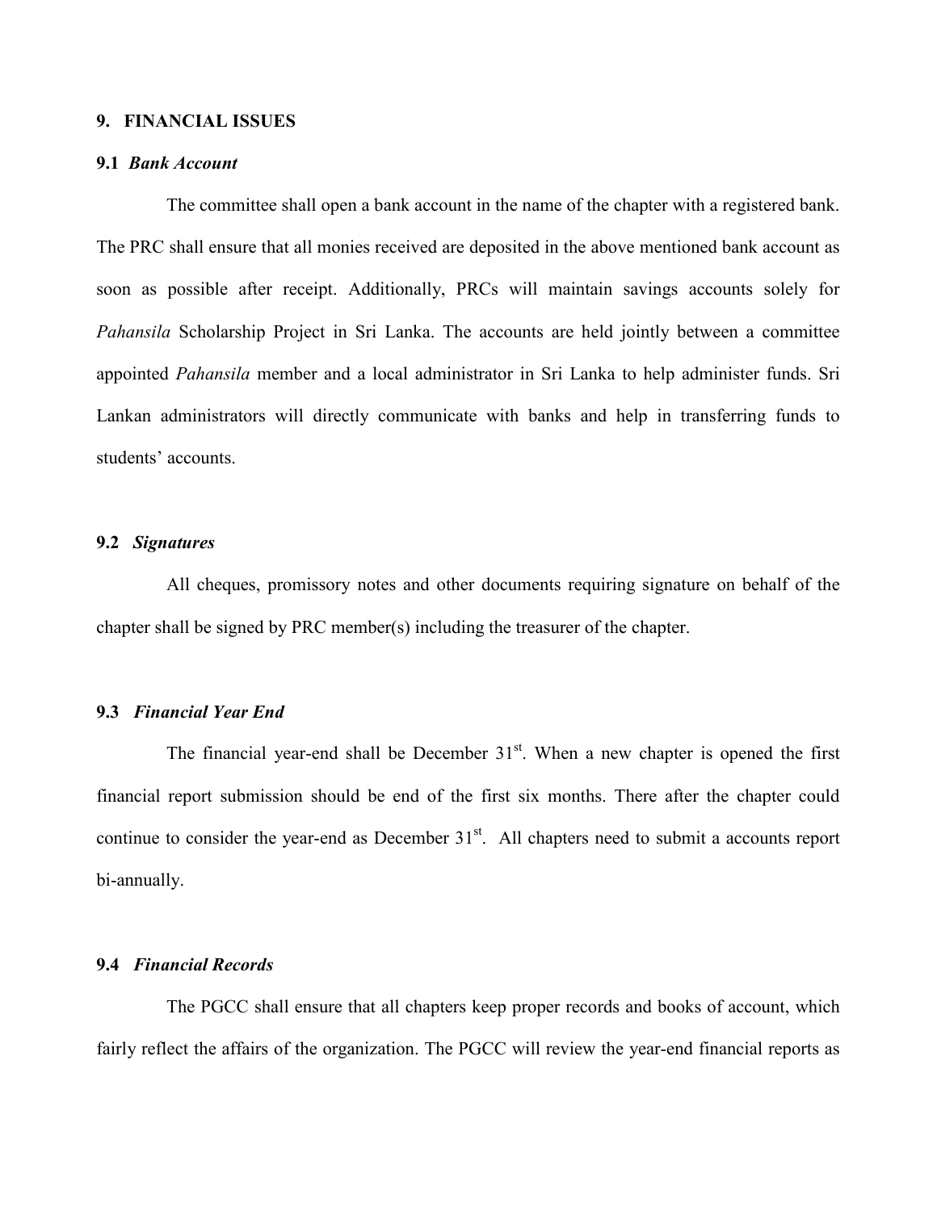## 9. FINANCIAL ISSUES

### 9.1 *Bank Account*

The committee shall open a bank account in the name of the chapter with a registered bank. The PRC shall ensure that all monies received are deposited in the above mentioned bank account as soon as possible after receipt. Additionally, PRCs will maintain savings accounts solely for *Pahansila* Scholarship Project in Sri Lanka. The accounts are held jointly between a committee appointed *Pahansila* member and a local administrator in Sri Lanka to help administer funds. Sri Lankan administrators will directly communicate with banks and help in transferring funds to students' accounts.

### 9.2 *Signatures*

All cheques, promissory notes and other documents requiring signature on behalf of the chapter shall be signed by PRC member(s) including the treasurer of the chapter.

### 9.3 *Financial Year End*

The financial year-end shall be December 31st. When a new chapter is opened the first financial report submission should be end of the first six months. There after the chapter could continue to consider the year-end as December 31st. All chapters need to submit a accounts report bi-annually.

### 9.4 *Financial Records*

The PGCC shall ensure that all chapters keep proper records and books of account, which fairly reflect the affairs of the organization. The PGCC will review the year-end financial reports as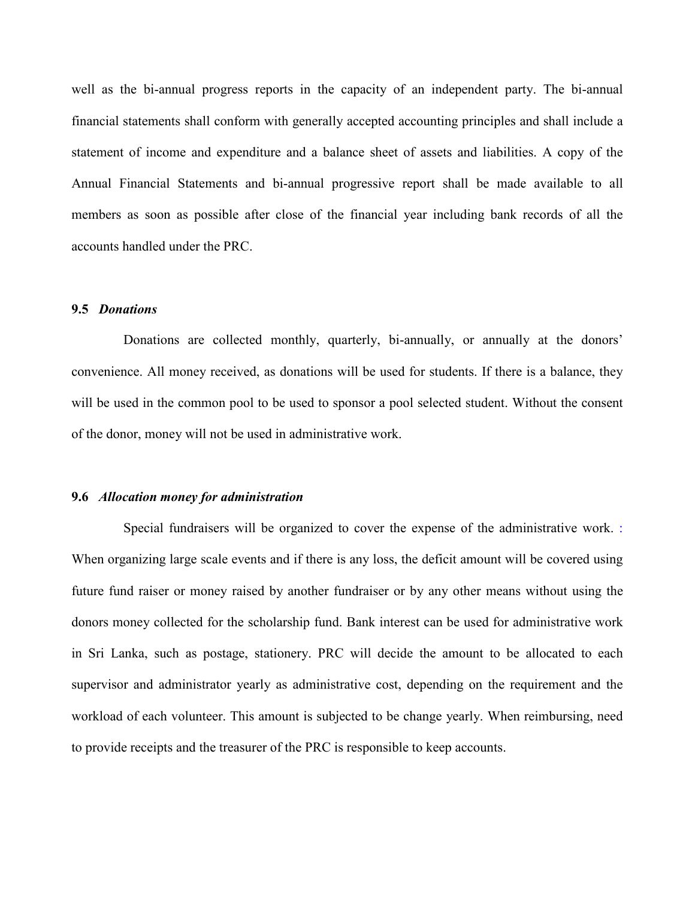well as the bi-annual progress reports in the capacity of an independent party. The bi-annual financial statements shall conform with generally accepted accounting principles and shall include a statement of income and expenditure and a balance sheet of assets and liabilities. A copy of the Annual Financial Statements and bi-annual progressive report shall be made available to all members as soon as possible after close of the financial year including bank records of all the accounts handled under the PRC.

### 9.5 *Donations*

Donations are collected monthly, quarterly, bi-annually, or annually at the donors' convenience. All money received, as donations will be used for students. If there is a balance, they will be used in the common pool to be used to sponsor a pool selected student. Without the consent of the donor, money will not be used in administrative work.

### 9.6 *Allocation money for administration*

Special fundraisers will be organized to cover the expense of the administrative work. : When organizing large scale events and if there is any loss, the deficit amount will be covered using future fund raiser or money raised by another fundraiser or by any other means without using the donors money collected for the scholarship fund. Bank interest can be used for administrative work in Sri Lanka, such as postage, stationery. PRC will decide the amount to be allocated to each supervisor and administrator yearly as administrative cost, depending on the requirement and the workload of each volunteer. This amount is subjected to be change yearly. When reimbursing, need to provide receipts and the treasurer of the PRC is responsible to keep accounts.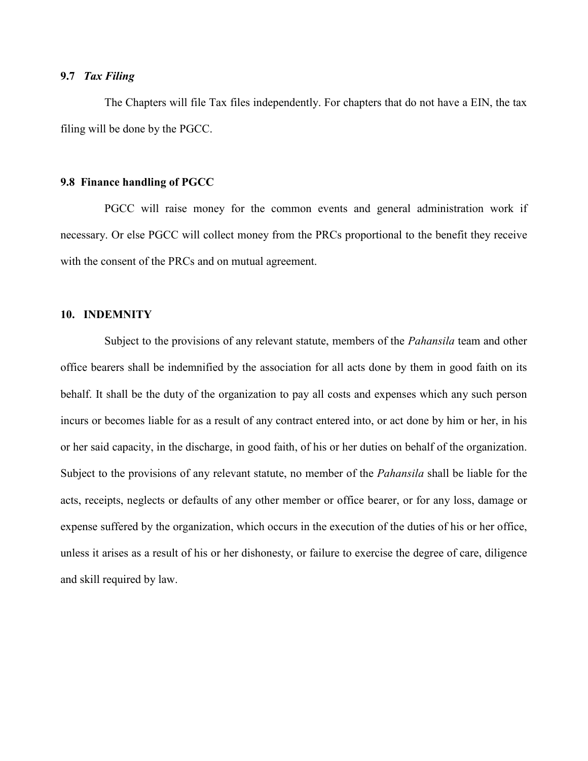### 9.7 *Tax Filing*

The Chapters will file Tax files independently. For chapters that do not have a EIN, the tax filing will be done by the PGCC.

### 9.8 Finance handling of PGCC

PGCC will raise money for the common events and general administration work if necessary. Or else PGCC will collect money from the PRCs proportional to the benefit they receive with the consent of the PRCs and on mutual agreement.

## 10. INDEMNITY

Subject to the provisions of any relevant statute, members of the *Pahansila* team and other office bearers shall be indemnified by the association for all acts done by them in good faith on its behalf. It shall be the duty of the organization to pay all costs and expenses which any such person incurs or becomes liable for as a result of any contract entered into, or act done by him or her, in his or her said capacity, in the discharge, in good faith, of his or her duties on behalf of the organization. Subject to the provisions of any relevant statute, no member of the *Pahansila* shall be liable for the acts, receipts, neglects or defaults of any other member or office bearer, or for any loss, damage or expense suffered by the organization, which occurs in the execution of the duties of his or her office, unless it arises as a result of his or her dishonesty, or failure to exercise the degree of care, diligence and skill required by law.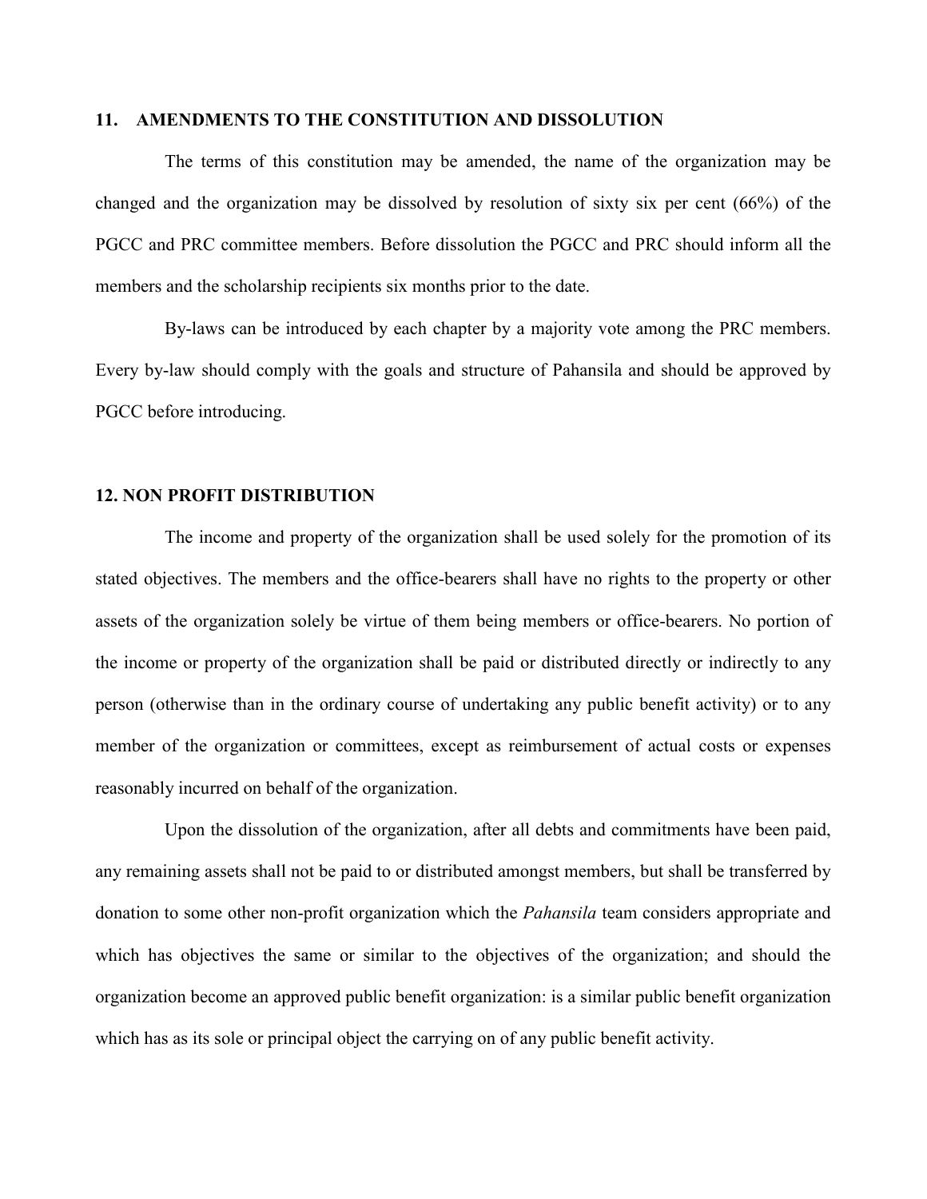## 11. AMENDMENTS TO THE CONSTITUTION AND DISSOLUTION

The terms of this constitution may be amended, the name of the organization may be changed and the organization may be dissolved by resolution of sixty six per cent (66%) of the PGCC and PRC committee members. Before dissolution the PGCC and PRC should inform all the members and the scholarship recipients six months prior to the date.

By-laws can be introduced by each chapter by a majority vote among the PRC members. Every by-law should comply with the goals and structure of Pahansila and should be approved by PGCC before introducing.

## 12. NON PROFIT DISTRIBUTION

The income and property of the organization shall be used solely for the promotion of its stated objectives. The members and the office-bearers shall have no rights to the property or other assets of the organization solely be virtue of them being members or office-bearers. No portion of the income or property of the organization shall be paid or distributed directly or indirectly to any person (otherwise than in the ordinary course of undertaking any public benefit activity) or to any member of the organization or committees, except as reimbursement of actual costs or expenses reasonably incurred on behalf of the organization.

Upon the dissolution of the organization, after all debts and commitments have been paid, any remaining assets shall not be paid to or distributed amongst members, but shall be transferred by donation to some other non-profit organization which the *Pahansila* team considers appropriate and which has objectives the same or similar to the objectives of the organization; and should the organization become an approved public benefit organization: is a similar public benefit organization which has as its sole or principal object the carrying on of any public benefit activity.